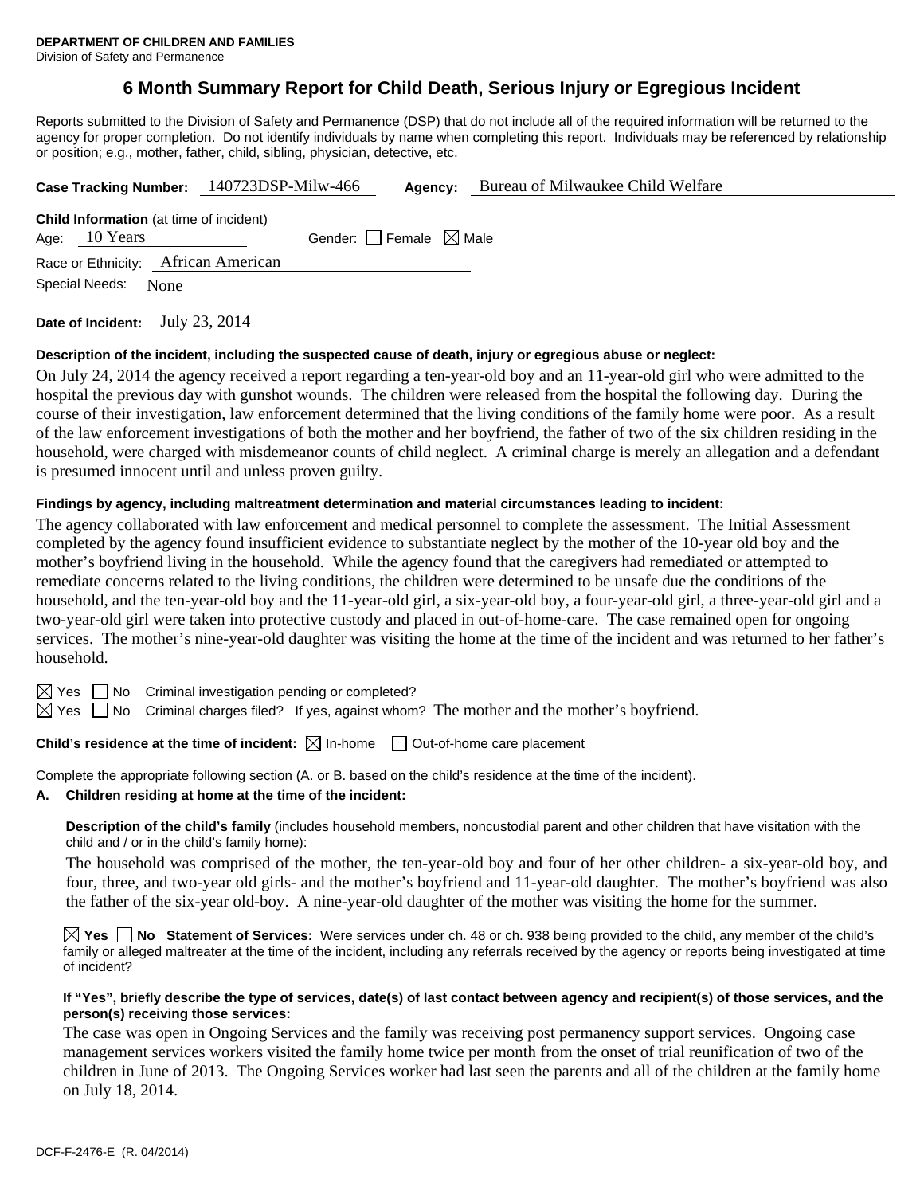**DEPARTMENT OF CHILDREN AND FAMILIES**
Division of Safety and Permanence

# 6 Month Summary Report for Child Death, Serious Injury or Egregious Incident

Reports submitted to the Division of Safety and Permanence (DSP) that do not include all of the required information will be returned to the agency for proper completion. Do not identify individuals by name when completing this report. Individuals may be referenced by relationship or position; e.g., mother, father, child, sibling, physician, detective, etc.

**Case Tracking Number:** 140723DSP-Milw-466 **Agency:** Bureau of Milwaukee Child Welfare

**Child Information** (at time of incident)
Age: 10 Years Gender: ☐ Female ☒ Male
Race or Ethnicity: African American
Special Needs: None

**Date of Incident:** July 23, 2014

**Description of the incident, including the suspected cause of death, injury or egregious abuse or neglect:**

On July 24, 2014 the agency received a report regarding a ten-year-old boy and an 11-year-old girl who were admitted to the hospital the previous day with gunshot wounds. The children were released from the hospital the following day. During the course of their investigation, law enforcement determined that the living conditions of the family home were poor. As a result of the law enforcement investigations of both the mother and her boyfriend, the father of two of the six children residing in the household, were charged with misdemeanor counts of child neglect. A criminal charge is merely an allegation and a defendant is presumed innocent until and unless proven guilty.

**Findings by agency, including maltreatment determination and material circumstances leading to incident:**

The agency collaborated with law enforcement and medical personnel to complete the assessment. The Initial Assessment completed by the agency found insufficient evidence to substantiate neglect by the mother of the 10-year old boy and the mother's boyfriend living in the household. While the agency found that the caregivers had remediated or attempted to remediate concerns related to the living conditions, the children were determined to be unsafe due the conditions of the household, and the ten-year-old boy and the 11-year-old girl, a six-year-old boy, a four-year-old girl, a three-year-old girl and a two-year-old girl were taken into protective custody and placed in out-of-home-care. The case remained open for ongoing services. The mother's nine-year-old daughter was visiting the home at the time of the incident and was returned to her father's household.

☒ Yes ☐ No Criminal investigation pending or completed?
☒ Yes ☐ No Criminal charges filed? If yes, against whom? The mother and the mother's boyfriend.

**Child's residence at the time of incident:** ☒ In-home ☐ Out-of-home care placement

Complete the appropriate following section (A. or B. based on the child's residence at the time of the incident).

**A. Children residing at home at the time of the incident:**

**Description of the child's family** (includes household members, noncustodial parent and other children that have visitation with the child and / or in the child's family home):

The household was comprised of the mother, the ten-year-old boy and four of her other children- a six-year-old boy, and four, three, and two-year old girls- and the mother's boyfriend and 11-year-old daughter. The mother's boyfriend was also the father of the six-year old-boy. A nine-year-old daughter of the mother was visiting the home for the summer.

☒ **Yes** ☐ **No** **Statement of Services:** Were services under ch. 48 or ch. 938 being provided to the child, any member of the child's family or alleged maltreater at the time of the incident, including any referrals received by the agency or reports being investigated at time of incident?

**If "Yes", briefly describe the type of services, date(s) of last contact between agency and recipient(s) of those services, and the person(s) receiving those services:**

The case was open in Ongoing Services and the family was receiving post permanency support services. Ongoing case management services workers visited the family home twice per month from the onset of trial reunification of two of the children in June of 2013. The Ongoing Services worker had last seen the parents and all of the children at the family home on July 18, 2014.

DCF-F-2476-E (R. 04/2014)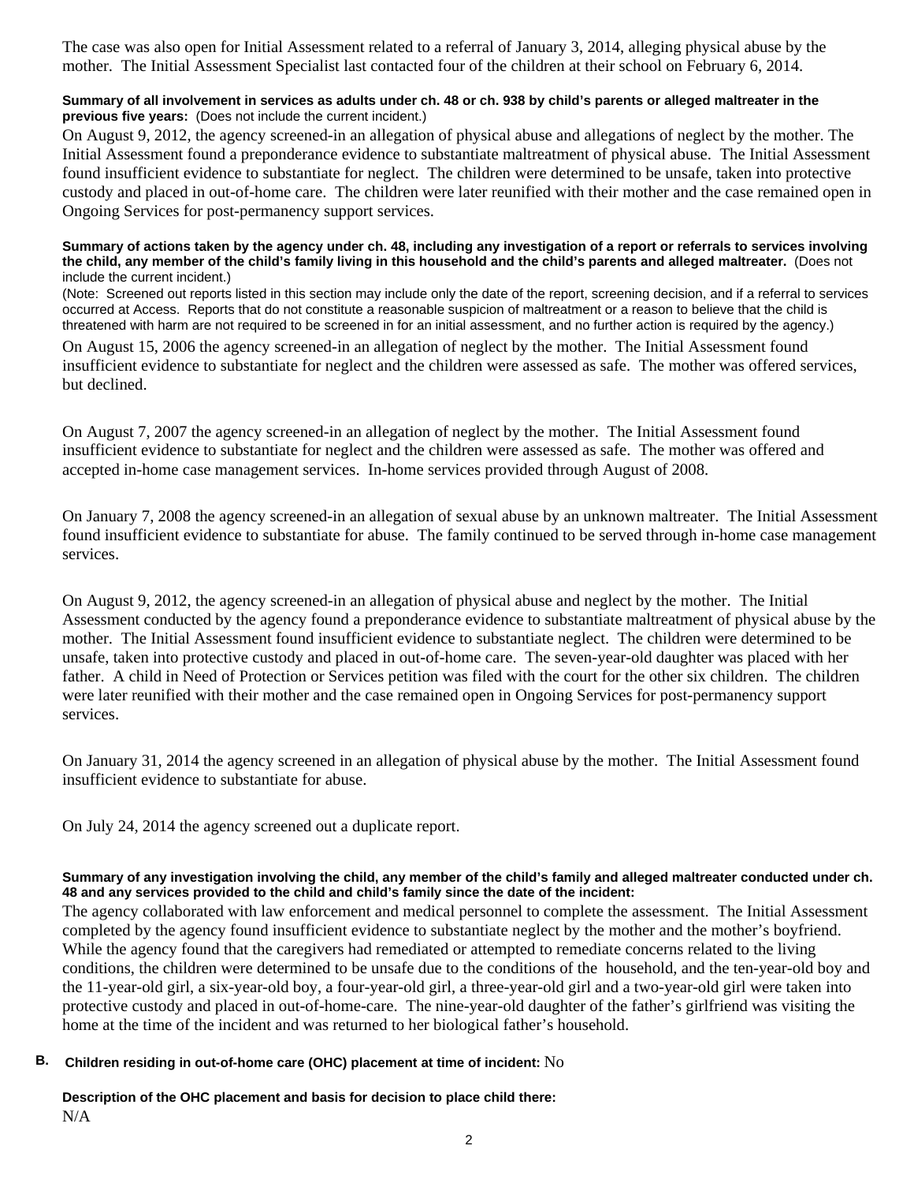The case was also open for Initial Assessment related to a referral of January 3, 2014, alleging physical abuse by the mother. The Initial Assessment Specialist last contacted four of the children at their school on February 6, 2014.

**Summary of all involvement in services as adults under ch. 48 or ch. 938 by child's parents or alleged maltreater in the previous five years:** (Does not include the current incident.)

On August 9, 2012, the agency screened-in an allegation of physical abuse and allegations of neglect by the mother. The Initial Assessment found a preponderance evidence to substantiate maltreatment of physical abuse. The Initial Assessment found insufficient evidence to substantiate for neglect. The children were determined to be unsafe, taken into protective custody and placed in out-of-home care. The children were later reunified with their mother and the case remained open in Ongoing Services for post-permanency support services.

**Summary of actions taken by the agency under ch. 48, including any investigation of a report or referrals to services involving the child, any member of the child's family living in this household and the child's parents and alleged maltreater.** (Does not include the current incident.)

(Note: Screened out reports listed in this section may include only the date of the report, screening decision, and if a referral to services occurred at Access. Reports that do not constitute a reasonable suspicion of maltreatment or a reason to believe that the child is threatened with harm are not required to be screened in for an initial assessment, and no further action is required by the agency.)

On August 15, 2006 the agency screened-in an allegation of neglect by the mother. The Initial Assessment found insufficient evidence to substantiate for neglect and the children were assessed as safe. The mother was offered services, but declined.

On August 7, 2007 the agency screened-in an allegation of neglect by the mother. The Initial Assessment found insufficient evidence to substantiate for neglect and the children were assessed as safe. The mother was offered and accepted in-home case management services. In-home services provided through August of 2008.

On January 7, 2008 the agency screened-in an allegation of sexual abuse by an unknown maltreater. The Initial Assessment found insufficient evidence to substantiate for abuse. The family continued to be served through in-home case management services.

On August 9, 2012, the agency screened-in an allegation of physical abuse and neglect by the mother. The Initial Assessment conducted by the agency found a preponderance evidence to substantiate maltreatment of physical abuse by the mother. The Initial Assessment found insufficient evidence to substantiate neglect. The children were determined to be unsafe, taken into protective custody and placed in out-of-home care. The seven-year-old daughter was placed with her father. A child in Need of Protection or Services petition was filed with the court for the other six children. The children were later reunified with their mother and the case remained open in Ongoing Services for post-permanency support services.

On January 31, 2014 the agency screened in an allegation of physical abuse by the mother. The Initial Assessment found insufficient evidence to substantiate for abuse.

On July 24, 2014 the agency screened out a duplicate report.

**Summary of any investigation involving the child, any member of the child's family and alleged maltreater conducted under ch. 48 and any services provided to the child and child's family since the date of the incident:**

The agency collaborated with law enforcement and medical personnel to complete the assessment. The Initial Assessment completed by the agency found insufficient evidence to substantiate neglect by the mother and the mother's boyfriend. While the agency found that the caregivers had remediated or attempted to remediate concerns related to the living conditions, the children were determined to be unsafe due to the conditions of the household, and the ten-year-old boy and the 11-year-old girl, a six-year-old boy, a four-year-old girl, a three-year-old girl and a two-year-old girl were taken into protective custody and placed in out-of-home-care. The nine-year-old daughter of the father's girlfriend was visiting the home at the time of the incident and was returned to her biological father's household.

**B. Children residing in out-of-home care (OHC) placement at time of incident:** No

**Description of the OHC placement and basis for decision to place child there:**

N/A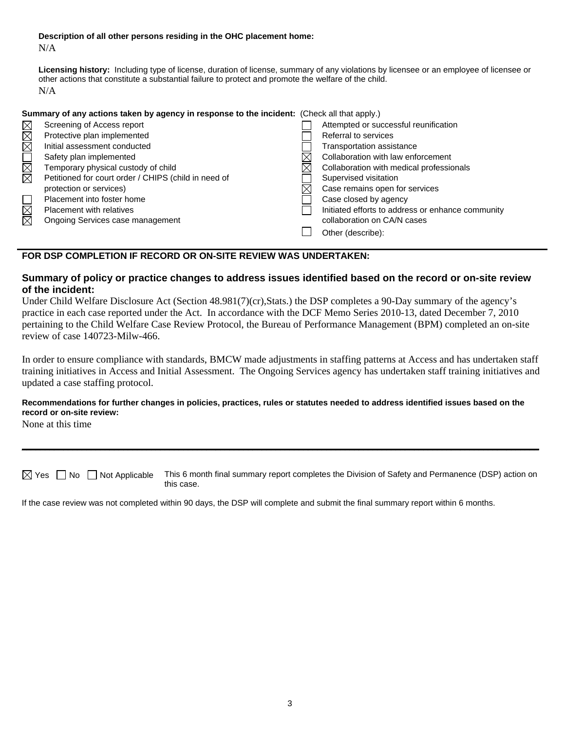**Description of all other persons residing in the OHC placement home:**

N/A

**Licensing history:** Including type of license, duration of license, summary of any violations by licensee or an employee of licensee or other actions that constitute a substantial failure to protect and promote the welfare of the child.

N/A

**Summary of any actions taken by agency in response to the incident:** (Check all that apply.)

- ☒ Screening of Access report
- ☒ Protective plan implemented
- ☒ Initial assessment conducted
- ☐ Safety plan implemented
- ☒ Temporary physical custody of child
- ☒ Petitioned for court order / CHIPS (child in need of protection or services)
- ☐ Placement into foster home
- ☒ Placement with relatives
- ☒ Ongoing Services case management
- ☐ Attempted or successful reunification
- ☐ Referral to services
- ☐ Transportation assistance
- ☒ Collaboration with law enforcement
- ☒ Collaboration with medical professionals
- ☐ Supervised visitation
- ☒ Case remains open for services
- ☐ Case closed by agency
- ☐ Initiated efforts to address or enhance community collaboration on CA/N cases
- ☐ Other (describe):

## FOR DSP COMPLETION IF RECORD OR ON-SITE REVIEW WAS UNDERTAKEN:

### Summary of policy or practice changes to address issues identified based on the record or on-site review of the incident:

Under Child Welfare Disclosure Act (Section 48.981(7)(cr),Stats.) the DSP completes a 90-Day summary of the agency's practice in each case reported under the Act. In accordance with the DCF Memo Series 2010-13, dated December 7, 2010 pertaining to the Child Welfare Case Review Protocol, the Bureau of Performance Management (BPM) completed an on-site review of case 140723-Milw-466.

In order to ensure compliance with standards, BMCW made adjustments in staffing patterns at Access and has undertaken staff training initiatives in Access and Initial Assessment. The Ongoing Services agency has undertaken staff training initiatives and updated a case staffing protocol.

**Recommendations for further changes in policies, practices, rules or statutes needed to address identified issues based on the record or on-site review:**

None at this time

---

☒ Yes ☐ No ☐ Not Applicable This 6 month final summary report completes the Division of Safety and Permanence (DSP) action on this case.

If the case review was not completed within 90 days, the DSP will complete and submit the final summary report within 6 months.